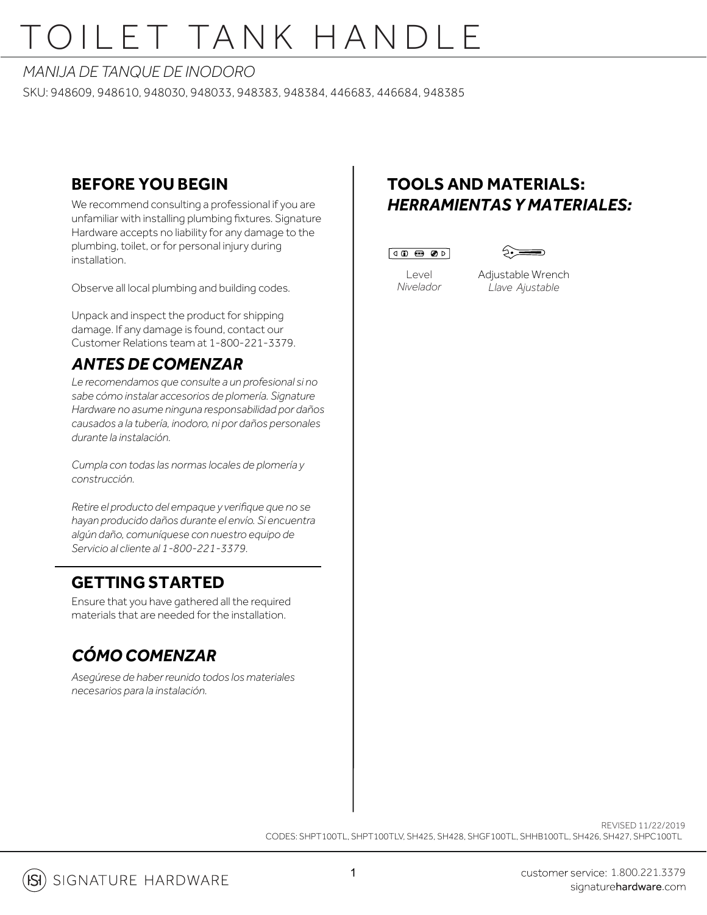# TOILET TANK HANDLE

*MANIJA DE TANQUE DE INODORO*

SKU: 948609, 948610, 948030, 948033, 948383, 948384, 446683, 446684, 948385

## BEFORE YOU BEGIN

We recommend consulting a professional if you are unfamiliar with installing plumbing fixtures. Signature Hardware accepts no liability for any damage to the plumbing, toilet, or for personal injury during installation.

Observe all local plumbing and building codes.

Unpack and inspect the product for shipping damage. If any damage is found, contact our Customer Relations team at 1-800-221-3379.

## *ANTES DE COMENZAR*

*Le recomendamos que consulte a un profesional si no sabe cómo instalar accesorios de plomería. Signature Hardware no asume ninguna responsabilidad por daños causados a la tubería, inodoro, ni por daños personales durante la instalación.*

*Cumpla con todas las normas locales de plomería y construcción.*

*Retire el producto del empaque y verifique que no se hayan producido daños durante el envío. Si encuentra algún daño, comuníquese con nuestro equipo de Servicio al cliente al 1-800-221-3379.*

## GETTING STARTED

Ensure that you have gathered all the required materials that are needed for the installation.

## *CÓMO COMENZAR*

*Asegúrese de haber reunido todos los materiales necesarios para la instalación.*

## TOOLS AND MATERIALS:
## *HERRAMIENTAS Y MATERIALES:*

Level
*Nivelador*

Adjustable Wrench
*Llave Ajustable*

REVISED 11/22/2019

CODES: SHPT100TL, SHPT100TLV, SH425, SH428, SHGF100TL, SHHB100TL, SH426, SH427, SHPC100TL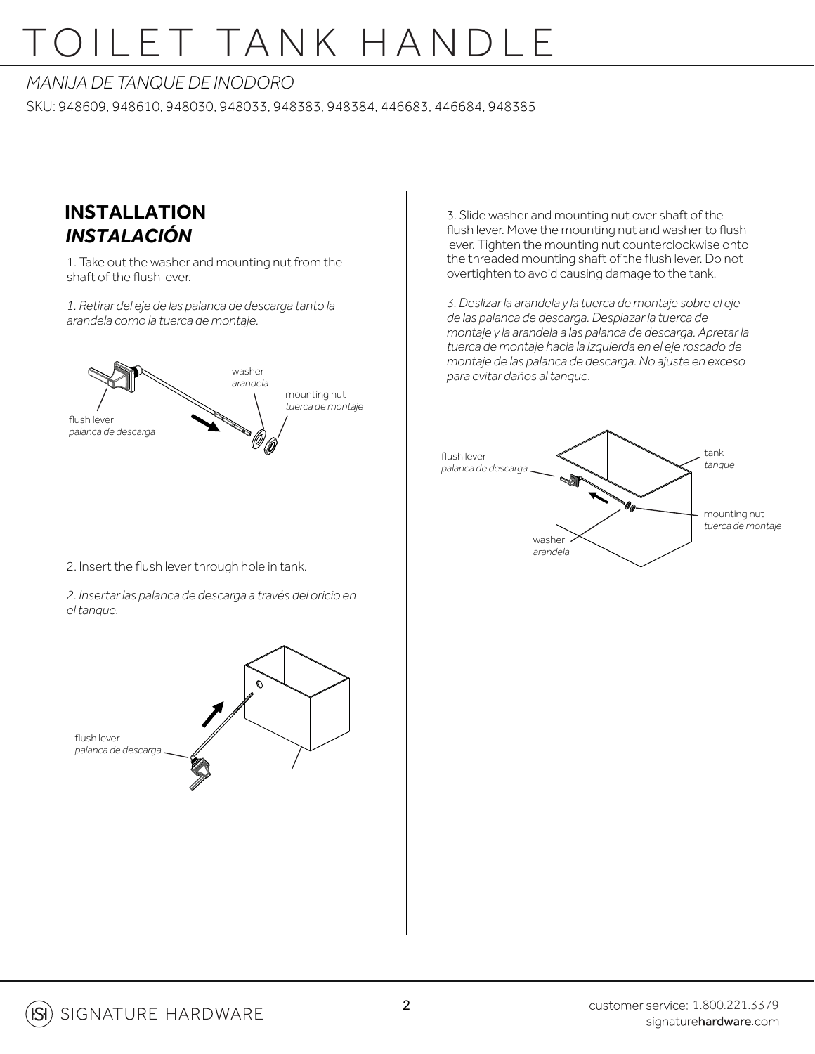# TOILET TANK HANDLE

*MANIJA DE TANQUE DE INODORO*

SKU: 948609, 948610, 948030, 948033, 948383, 948384, 446683, 446684, 948385

## INSTALLATION
## *INSTALACIÓN*

1. Take out the washer and mounting nut from the shaft of the flush lever.

*1. Retirar del eje de las palanca de descarga tanto la arandela como la tuerca de montaje.*

washer
*arandela*
mounting nut
*tuerca de montaje*
flush lever
*palanca de descarga*

2. Insert the flush lever through hole in tank.

*2. Insertar las palanca de descarga a través del oricio en el tanque.*

flush lever
*palanca de descarga*

3. Slide washer and mounting nut over shaft of the flush lever. Move the mounting nut and washer to flush lever. Tighten the mounting nut counterclockwise onto the threaded mounting shaft of the flush lever. Do not overtighten to avoid causing damage to the tank.

*3. Deslizar la arandela y la tuerca de montaje sobre el eje de las palanca de descarga. Desplazar la tuerca de montaje y la arandela a las palanca de descarga. Apretar la tuerca de montaje hacia la izquierda en el eje roscado de montaje de las palanca de descarga. No ajuste en exceso para evitar daños al tanque.*

flush lever
*palanca de descarga*
tank
*tanque*
mounting nut
*tuerca de montaje*
washer
*arandela*

SIGNATURE HARDWARE

customer service: 1.800.221.3379
signaturehardware.com